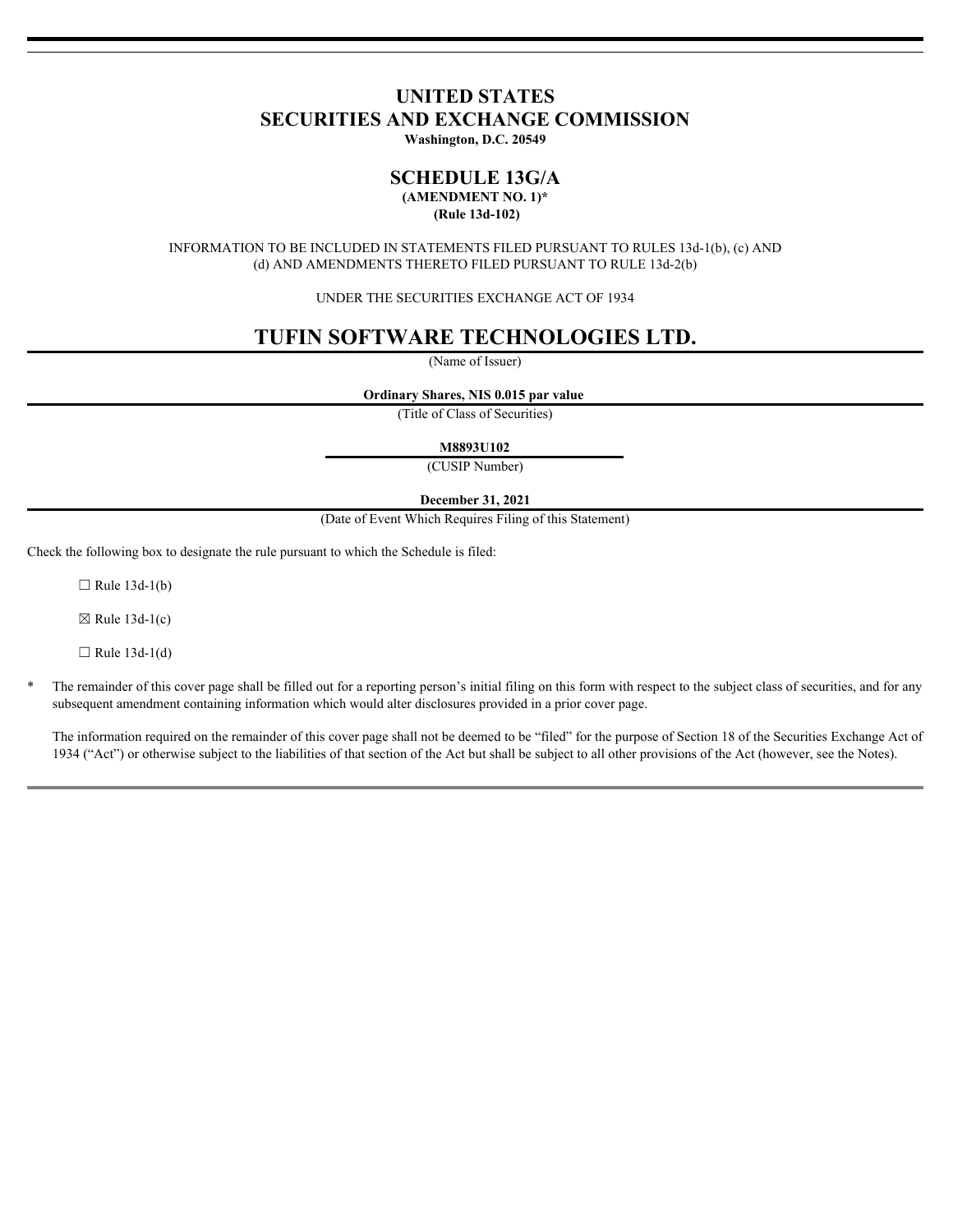# UNITED STATES
# SECURITIES AND EXCHANGE COMMISSION

**Washington, D.C. 20549**

## SCHEDULE 13G/A

**(AMENDMENT NO. 1)***

**(Rule 13d-102)**

INFORMATION TO BE INCLUDED IN STATEMENTS FILED PURSUANT TO RULES 13d-1(b), (c) AND (d) AND AMENDMENTS THERETO FILED PURSUANT TO RULE 13d-2(b)

UNDER THE SECURITIES EXCHANGE ACT OF 1934

# TUFIN SOFTWARE TECHNOLOGIES LTD.

(Name of Issuer)

**Ordinary Shares, NIS 0.015 par value**

(Title of Class of Securities)

**M8893U102**

(CUSIP Number)

**December 31, 2021**

(Date of Event Which Requires Filing of this Statement)

Check the following box to designate the rule pursuant to which the Schedule is filed:

☐ Rule 13d-1(b)

☒ Rule 13d-1(c)

☐ Rule 13d-1(d)

\* The remainder of this cover page shall be filled out for a reporting person's initial filing on this form with respect to the subject class of securities, and for any subsequent amendment containing information which would alter disclosures provided in a prior cover page.

The information required on the remainder of this cover page shall not be deemed to be "filed" for the purpose of Section 18 of the Securities Exchange Act of 1934 ("Act") or otherwise subject to the liabilities of that section of the Act but shall be subject to all other provisions of the Act (however, see the Notes).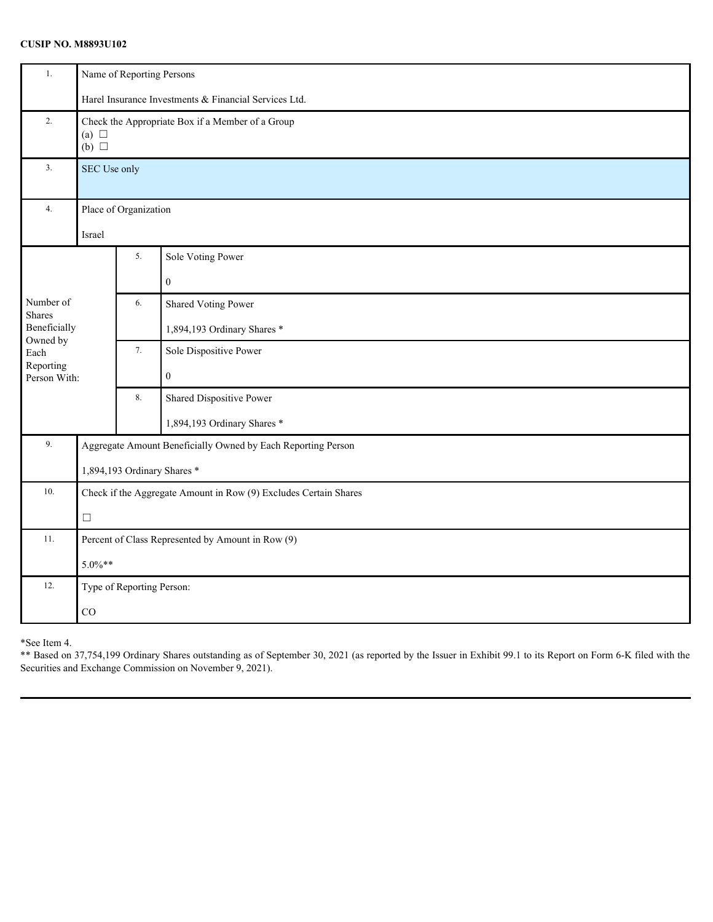**CUSIP NO. M8893U102**

| | | | |
|---|---|---|---|
| 1. | Name of Reporting Persons<br><br>Harel Insurance Investments & Financial Services Ltd. | | |
| 2. | Check the Appropriate Box if a Member of a Group<br>(a) ☐<br>(b) ☐ | | |
| 3. | SEC Use only | | |
| 4. | Place of Organization<br><br>Israel | | |
| Number of Shares Beneficially Owned by Each Reporting Person With: | 5. | Sole Voting Power<br><br>0 | |
| | 6. | Shared Voting Power<br><br>1,894,193 Ordinary Shares * | |
| | 7. | Sole Dispositive Power<br><br>0 | |
| | 8. | Shared Dispositive Power<br><br>1,894,193 Ordinary Shares * | |
| 9. | Aggregate Amount Beneficially Owned by Each Reporting Person<br><br>1,894,193 Ordinary Shares * | | |
| 10. | Check if the Aggregate Amount in Row (9) Excludes Certain Shares<br><br>☐ | | |
| 11. | Percent of Class Represented by Amount in Row (9)<br><br>5.0%** | | |
| 12. | Type of Reporting Person:<br><br>CO | | |

*See Item 4.

** Based on 37,754,199 Ordinary Shares outstanding as of September 30, 2021 (as reported by the Issuer in Exhibit 99.1 to its Report on Form 6-K filed with the Securities and Exchange Commission on November 9, 2021).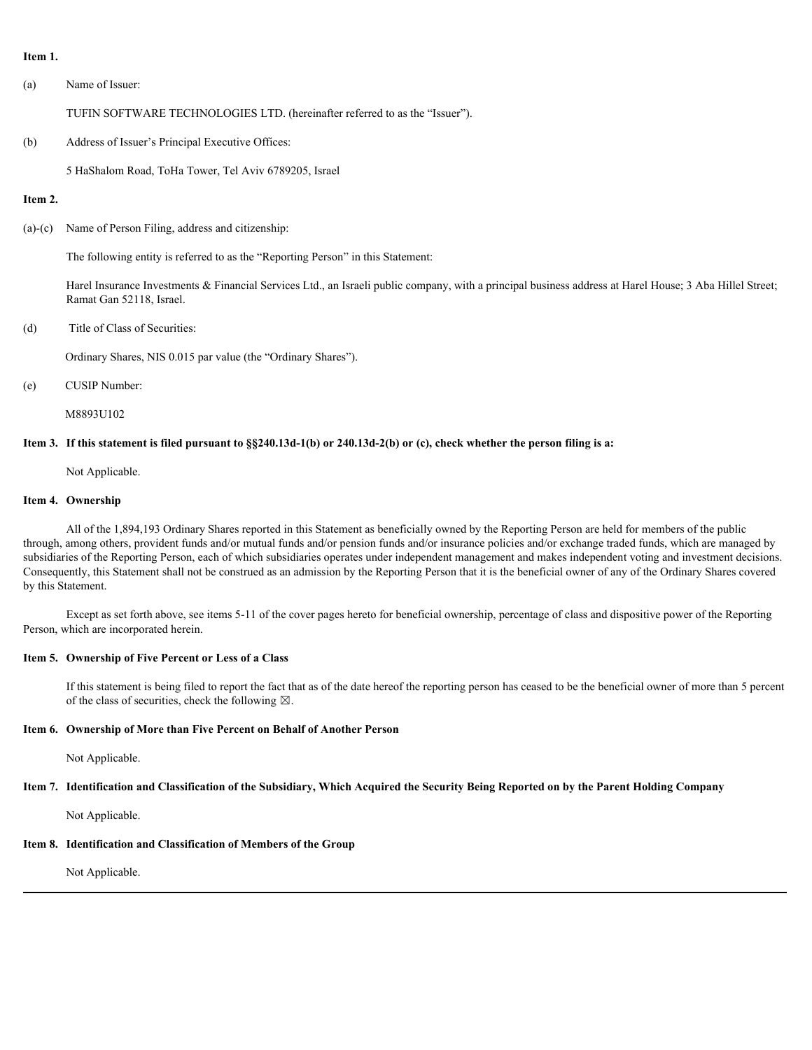**Item 1.**

(a) Name of Issuer:

TUFIN SOFTWARE TECHNOLOGIES LTD. (hereinafter referred to as the "Issuer").

(b) Address of Issuer's Principal Executive Offices:

5 HaShalom Road, ToHa Tower, Tel Aviv 6789205, Israel

**Item 2.**

(a)-(c) Name of Person Filing, address and citizenship:

The following entity is referred to as the "Reporting Person" in this Statement:

Harel Insurance Investments & Financial Services Ltd., an Israeli public company, with a principal business address at Harel House; 3 Aba Hillel Street; Ramat Gan 52118, Israel.

(d) Title of Class of Securities:

Ordinary Shares, NIS 0.015 par value (the "Ordinary Shares").

(e) CUSIP Number:

M8893U102

**Item 3. If this statement is filed pursuant to §§240.13d-1(b) or 240.13d-2(b) or (c), check whether the person filing is a:**

Not Applicable.

**Item 4. Ownership**

All of the 1,894,193 Ordinary Shares reported in this Statement as beneficially owned by the Reporting Person are held for members of the public through, among others, provident funds and/or mutual funds and/or pension funds and/or insurance policies and/or exchange traded funds, which are managed by subsidiaries of the Reporting Person, each of which subsidiaries operates under independent management and makes independent voting and investment decisions. Consequently, this Statement shall not be construed as an admission by the Reporting Person that it is the beneficial owner of any of the Ordinary Shares covered by this Statement.

Except as set forth above, see items 5-11 of the cover pages hereto for beneficial ownership, percentage of class and dispositive power of the Reporting Person, which are incorporated herein.

**Item 5. Ownership of Five Percent or Less of a Class**

If this statement is being filed to report the fact that as of the date hereof the reporting person has ceased to be the beneficial owner of more than 5 percent of the class of securities, check the following ☒.

**Item 6. Ownership of More than Five Percent on Behalf of Another Person**

Not Applicable.

**Item 7. Identification and Classification of the Subsidiary, Which Acquired the Security Being Reported on by the Parent Holding Company**

Not Applicable.

**Item 8. Identification and Classification of Members of the Group**

Not Applicable.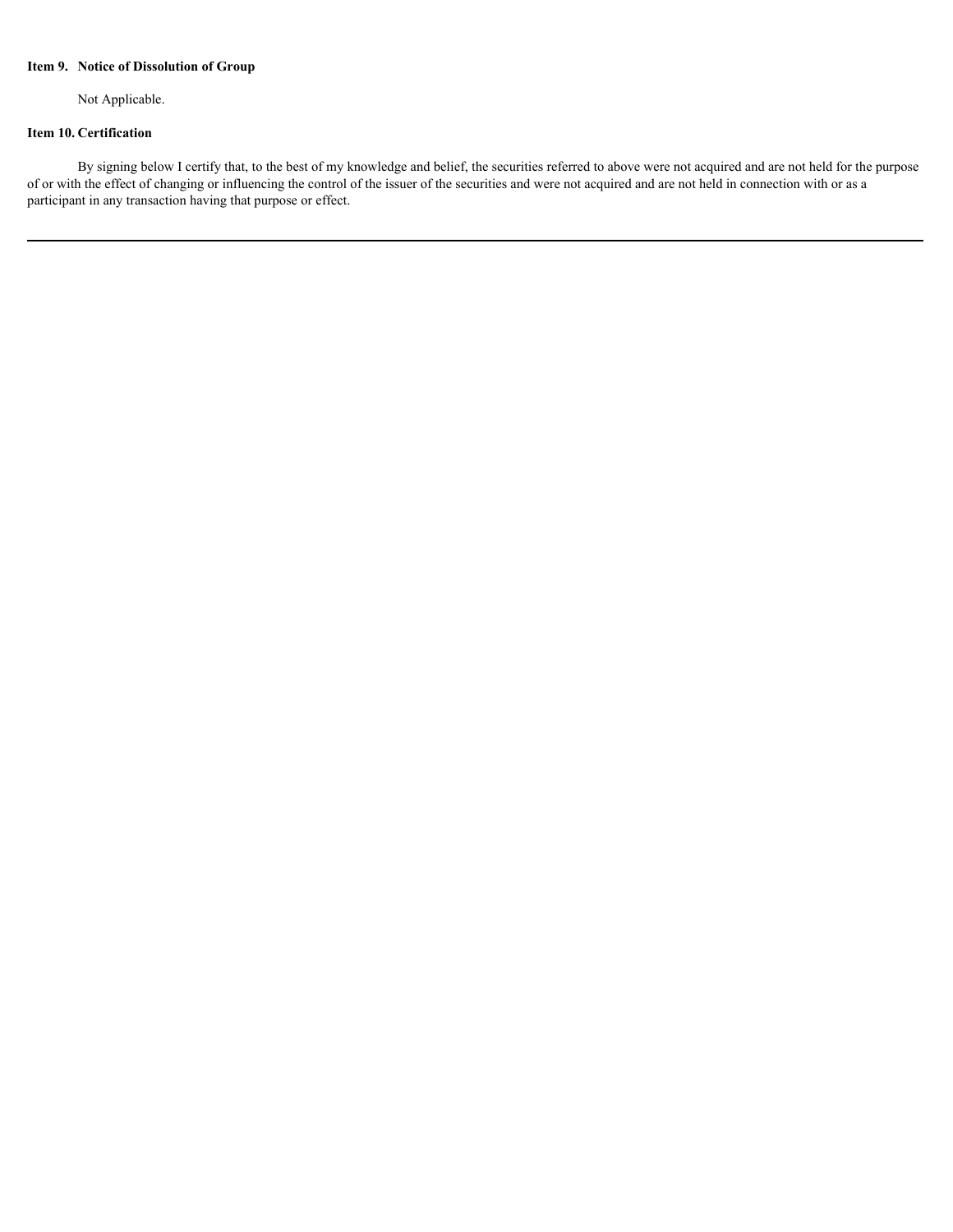**Item 9. Notice of Dissolution of Group**

Not Applicable.

**Item 10. Certification**

By signing below I certify that, to the best of my knowledge and belief, the securities referred to above were not acquired and are not held for the purpose of or with the effect of changing or influencing the control of the issuer of the securities and were not acquired and are not held in connection with or as a participant in any transaction having that purpose or effect.

---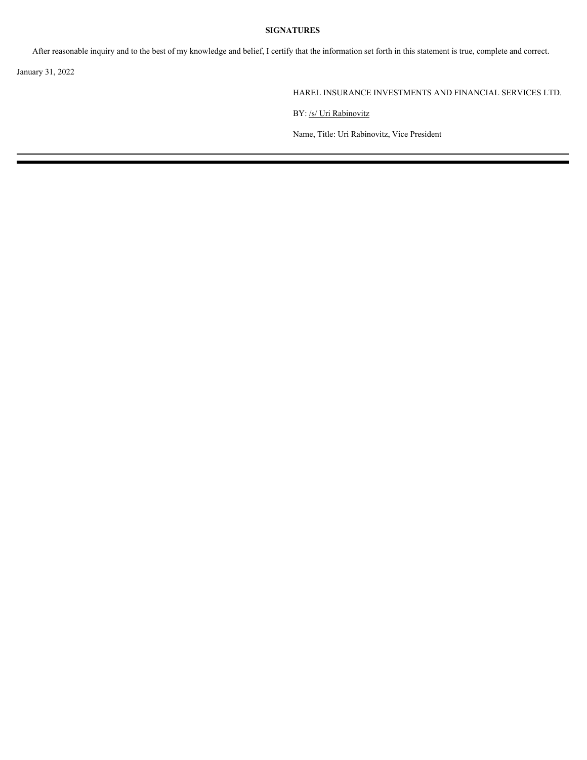**SIGNATURES**

After reasonable inquiry and to the best of my knowledge and belief, I certify that the information set forth in this statement is true, complete and correct.

January 31, 2022

HAREL INSURANCE INVESTMENTS AND FINANCIAL SERVICES LTD.

BY: /s/ Uri Rabinovitz

Name, Title: Uri Rabinovitz, Vice President